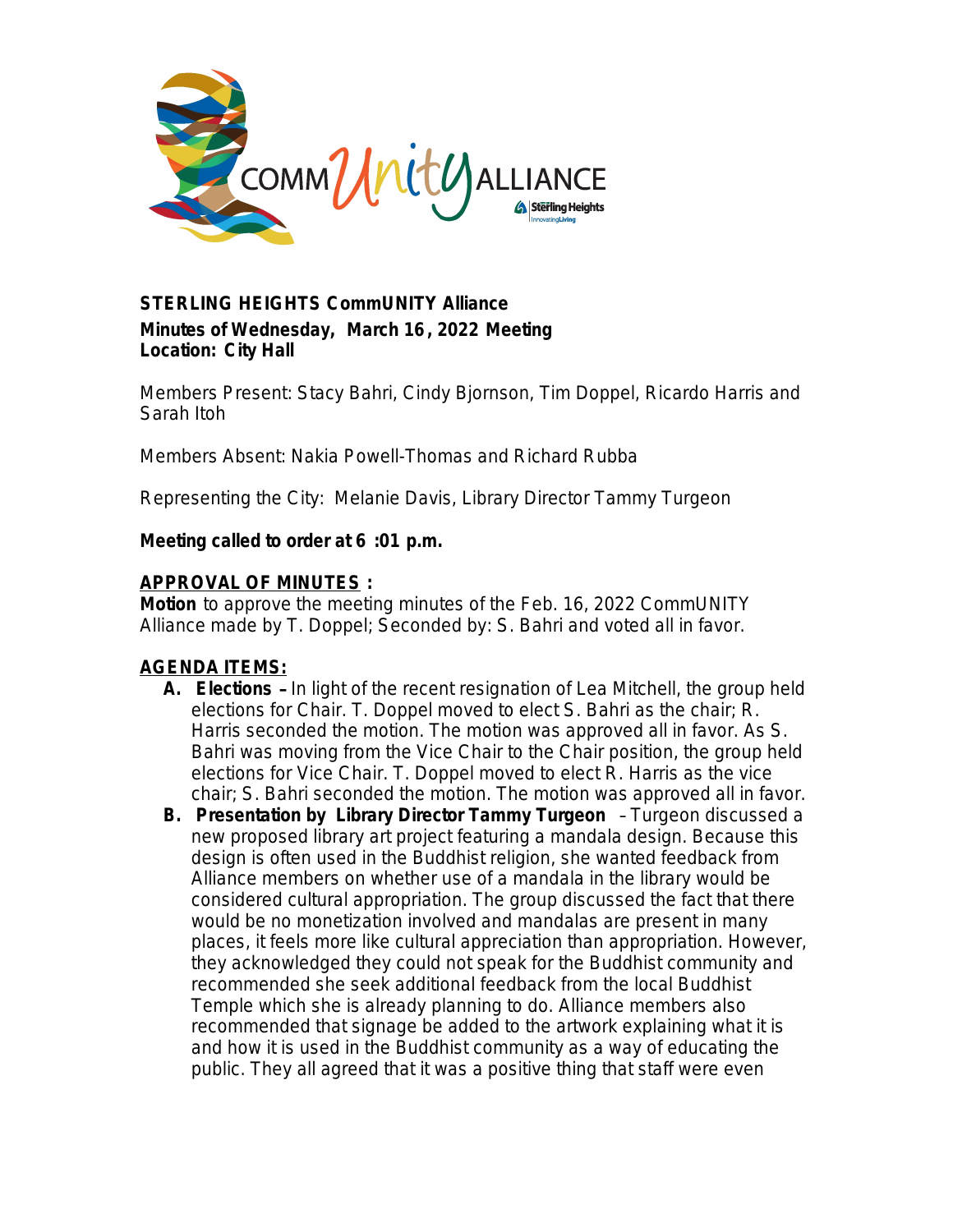**STERLING HEIGHTS CommUNITY Alliance**
**Minutes of Wednesday, March 16, 2022 Meeting**
**Location: City Hall**

Members Present: Stacy Bahri, Cindy Bjornson, Tim Doppel, Ricardo Harris and Sarah Itoh

Members Absent: Nakia Powell-Thomas and Richard Rubba

Representing the City: Melanie Davis, Library Director Tammy Turgeon

**Meeting called to order at 6:01 p.m.**

**APPROVAL OF MINUTES:**
**Motion** to approve the meeting minutes of the Feb. 16, 2022 CommUNITY Alliance made by T. Doppel; Seconded by: S. Bahri and voted all in favor.

**AGENDA ITEMS:**

- **A. Elections** – In light of the recent resignation of Lea Mitchell, the group held elections for Chair. T. Doppel moved to elect S. Bahri as the chair; R. Harris seconded the motion. The motion was approved all in favor. As S. Bahri was moving from the Vice Chair to the Chair position, the group held elections for Vice Chair. T. Doppel moved to elect R. Harris as the vice chair; S. Bahri seconded the motion. The motion was approved all in favor.
- **B. Presentation by Library Director Tammy Turgeon** – Turgeon discussed a new proposed library art project featuring a mandala design. Because this design is often used in the Buddhist religion, she wanted feedback from Alliance members on whether use of a mandala in the library would be considered cultural appropriation. The group discussed the fact that there would be no monetization involved and mandalas are present in many places, it feels more like cultural appreciation than appropriation. However, they acknowledged they could not speak for the Buddhist community and recommended she seek additional feedback from the local Buddhist Temple which she is already planning to do. Alliance members also recommended that signage be added to the artwork explaining what it is and how it is used in the Buddhist community as a way of educating the public. They all agreed that it was a positive thing that staff were even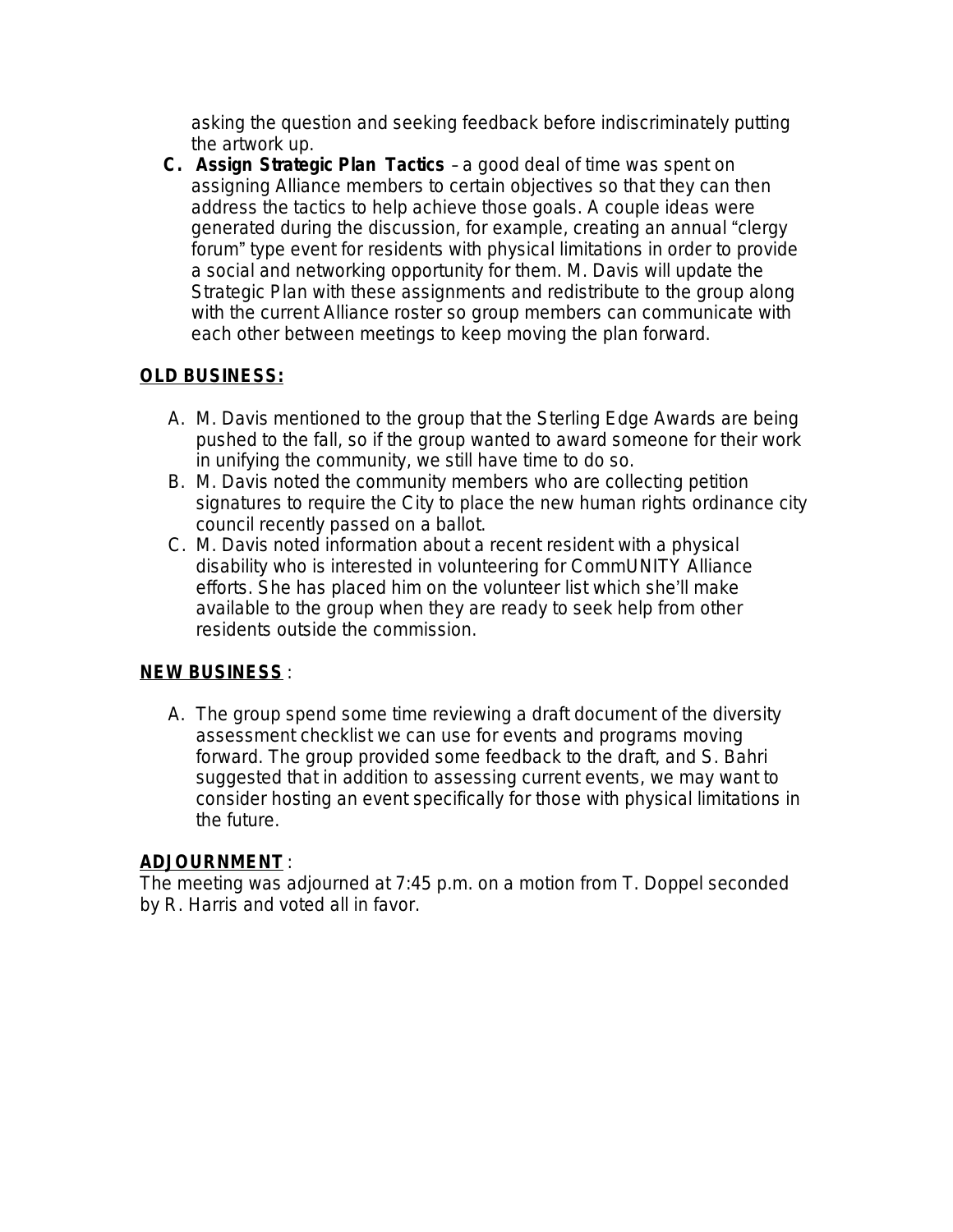asking the question and seeking feedback before indiscriminately putting the artwork up.

C. **Assign Strategic Plan Tactics** – a good deal of time was spent on assigning Alliance members to certain objectives so that they can then address the tactics to help achieve those goals. A couple ideas were generated during the discussion, for example, creating an annual "clergy forum" type event for residents with physical limitations in order to provide a social and networking opportunity for them. M. Davis will update the Strategic Plan with these assignments and redistribute to the group along with the current Alliance roster so group members can communicate with each other between meetings to keep moving the plan forward.

**OLD BUSINESS:**

A. M. Davis mentioned to the group that the Sterling Edge Awards are being pushed to the fall, so if the group wanted to award someone for their work in unifying the community, we still have time to do so.
B. M. Davis noted the community members who are collecting petition signatures to require the City to place the new human rights ordinance city council recently passed on a ballot.
C. M. Davis noted information about a recent resident with a physical disability who is interested in volunteering for CommUNITY Alliance efforts. She has placed him on the volunteer list which she'll make available to the group when they are ready to seek help from other residents outside the commission.

**NEW BUSINESS** :

A. The group spend some time reviewing a draft document of the diversity assessment checklist we can use for events and programs moving forward. The group provided some feedback to the draft, and S. Bahri suggested that in addition to assessing current events, we may want to consider hosting an event specifically for those with physical limitations in the future.

**ADJOURNMENT** :

The meeting was adjourned at 7:45 p.m. on a motion from T. Doppel seconded by R. Harris and voted all in favor.